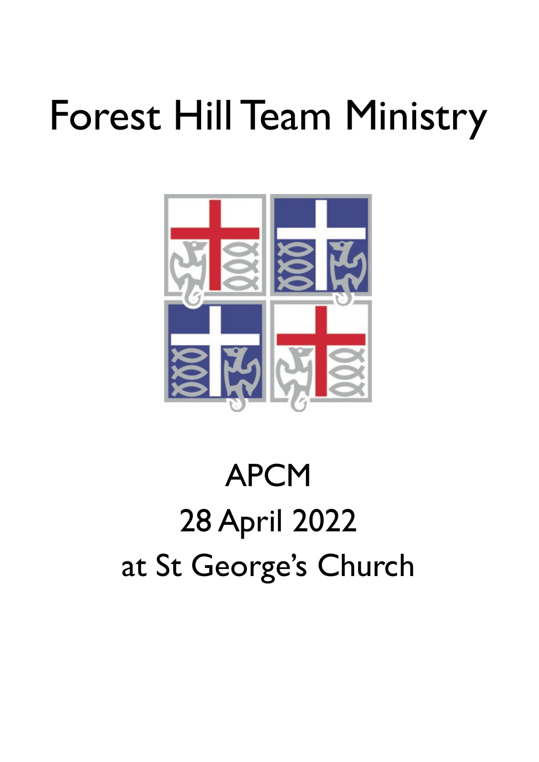# Forest Hill Team Ministry

# APCM

# 28 April 2022

# at St George's Church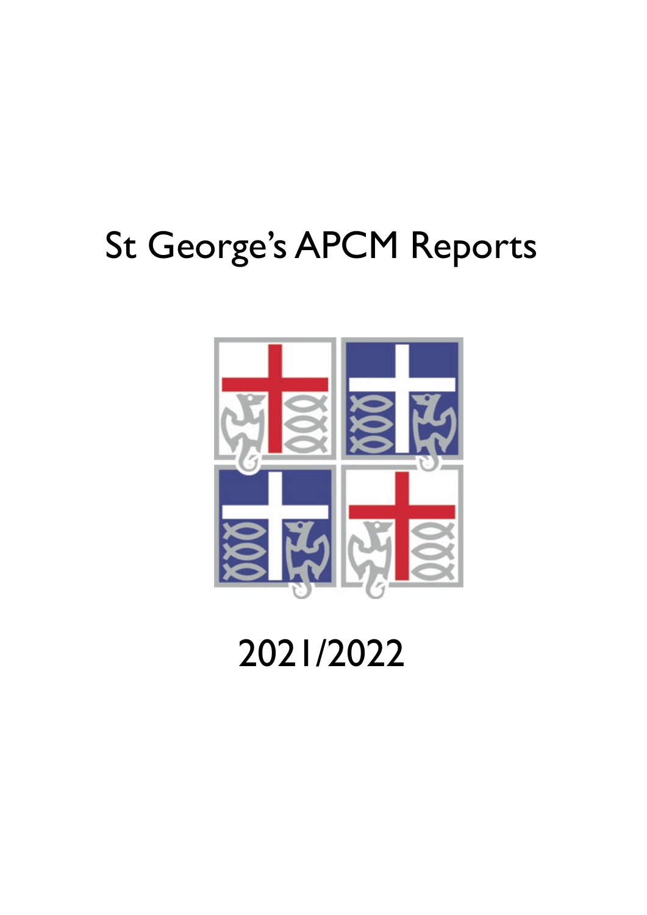# St George's APCM Reports

2021/2022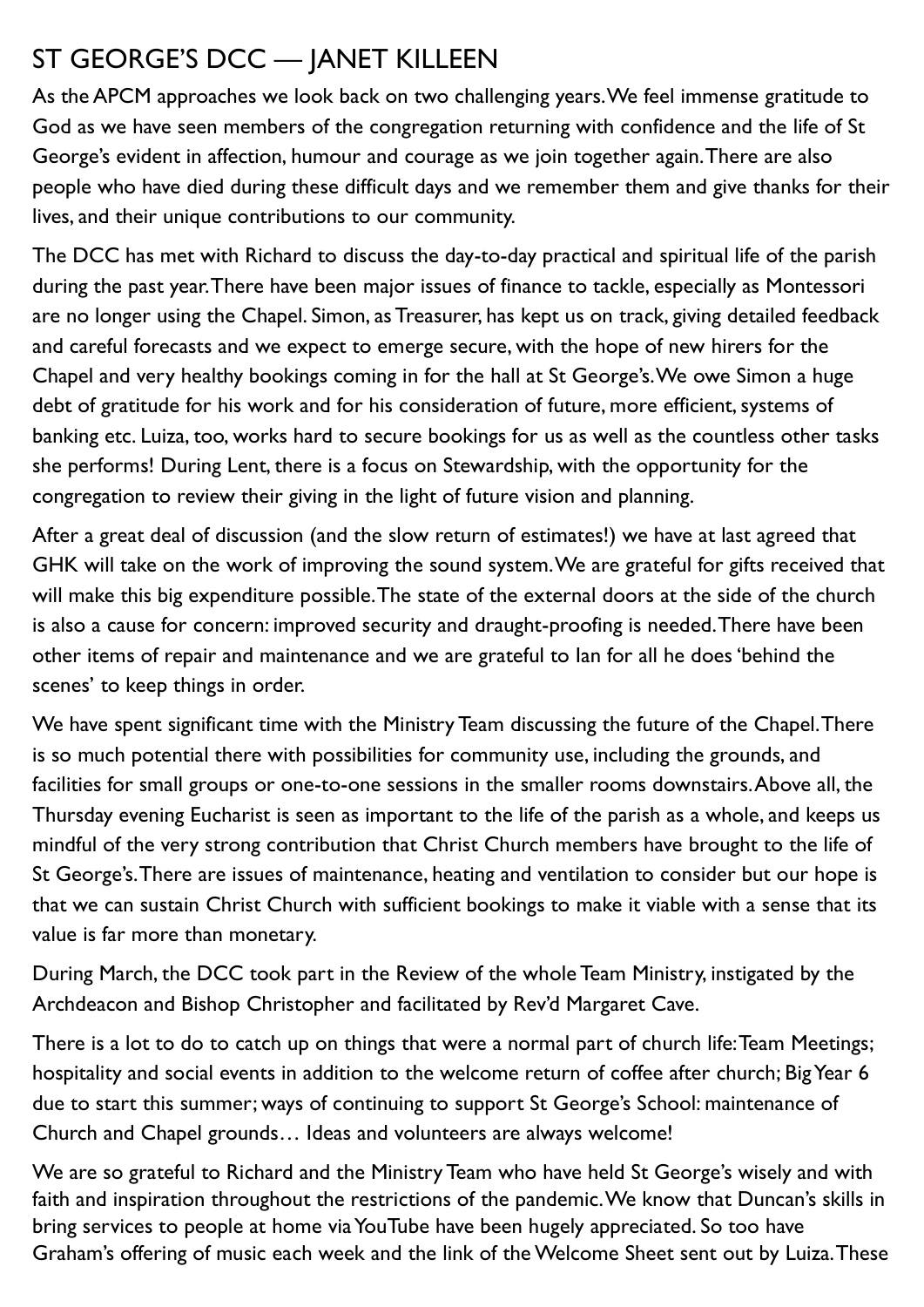## ST GEORGE'S DCC — JANET KILLEEN

As the APCM approaches we look back on two challenging years. We feel immense gratitude to God as we have seen members of the congregation returning with confidence and the life of St George's evident in affection, humour and courage as we join together again. There are also people who have died during these difficult days and we remember them and give thanks for their lives, and their unique contributions to our community.

The DCC has met with Richard to discuss the day-to-day practical and spiritual life of the parish during the past year. There have been major issues of finance to tackle, especially as Montessori are no longer using the Chapel. Simon, as Treasurer, has kept us on track, giving detailed feedback and careful forecasts and we expect to emerge secure, with the hope of new hirers for the Chapel and very healthy bookings coming in for the hall at St George's. We owe Simon a huge debt of gratitude for his work and for his consideration of future, more efficient, systems of banking etc. Luiza, too, works hard to secure bookings for us as well as the countless other tasks she performs! During Lent, there is a focus on Stewardship, with the opportunity for the congregation to review their giving in the light of future vision and planning.

After a great deal of discussion (and the slow return of estimates!) we have at last agreed that GHK will take on the work of improving the sound system. We are grateful for gifts received that will make this big expenditure possible. The state of the external doors at the side of the church is also a cause for concern: improved security and draught-proofing is needed. There have been other items of repair and maintenance and we are grateful to Ian for all he does 'behind the scenes' to keep things in order.

We have spent significant time with the Ministry Team discussing the future of the Chapel. There is so much potential there with possibilities for community use, including the grounds, and facilities for small groups or one-to-one sessions in the smaller rooms downstairs. Above all, the Thursday evening Eucharist is seen as important to the life of the parish as a whole, and keeps us mindful of the very strong contribution that Christ Church members have brought to the life of St George's. There are issues of maintenance, heating and ventilation to consider but our hope is that we can sustain Christ Church with sufficient bookings to make it viable with a sense that its value is far more than monetary.

During March, the DCC took part in the Review of the whole Team Ministry, instigated by the Archdeacon and Bishop Christopher and facilitated by Rev'd Margaret Cave.

There is a lot to do to catch up on things that were a normal part of church life: Team Meetings; hospitality and social events in addition to the welcome return of coffee after church; Big Year 6 due to start this summer; ways of continuing to support St George's School: maintenance of Church and Chapel grounds… Ideas and volunteers are always welcome!

We are so grateful to Richard and the Ministry Team who have held St George's wisely and with faith and inspiration throughout the restrictions of the pandemic. We know that Duncan's skills in bring services to people at home via YouTube have been hugely appreciated. So too have Graham's offering of music each week and the link of the Welcome Sheet sent out by Luiza. These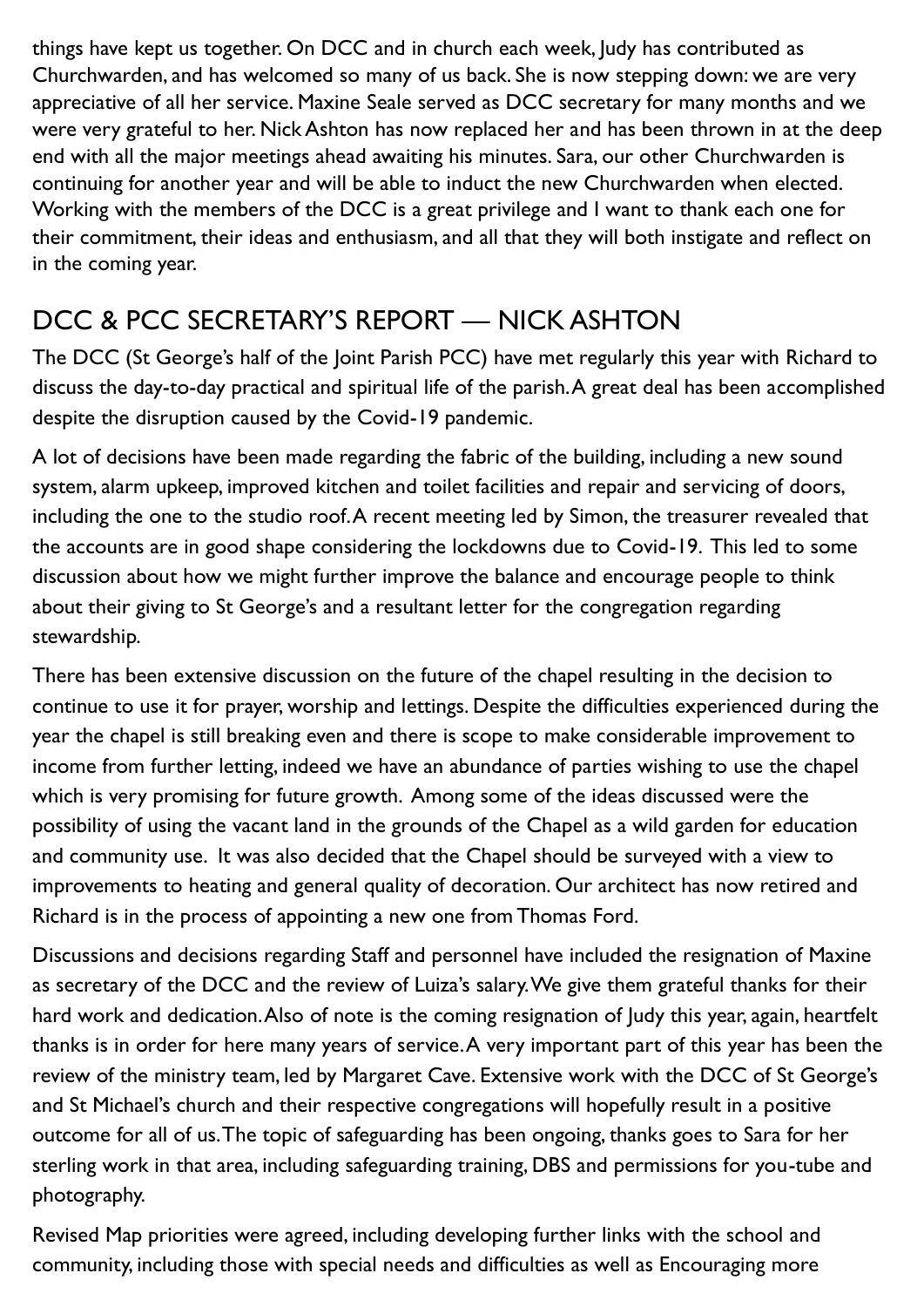things have kept us together. On DCC and in church each week, Judy has contributed as Churchwarden, and has welcomed so many of us back. She is now stepping down: we are very appreciative of all her service. Maxine Seale served as DCC secretary for many months and we were very grateful to her. Nick Ashton has now replaced her and has been thrown in at the deep end with all the major meetings ahead awaiting his minutes. Sara, our other Churchwarden is continuing for another year and will be able to induct the new Churchwarden when elected. Working with the members of the DCC is a great privilege and I want to thank each one for their commitment, their ideas and enthusiasm, and all that they will both instigate and reflect on in the coming year.

## DCC & PCC SECRETARY'S REPORT — NICK ASHTON

The DCC (St George's half of the Joint Parish PCC) have met regularly this year with Richard to discuss the day-to-day practical and spiritual life of the parish. A great deal has been accomplished despite the disruption caused by the Covid-19 pandemic.

A lot of decisions have been made regarding the fabric of the building, including a new sound system, alarm upkeep, improved kitchen and toilet facilities and repair and servicing of doors, including the one to the studio roof. A recent meeting led by Simon, the treasurer revealed that the accounts are in good shape considering the lockdowns due to Covid-19. This led to some discussion about how we might further improve the balance and encourage people to think about their giving to St George's and a resultant letter for the congregation regarding stewardship.

There has been extensive discussion on the future of the chapel resulting in the decision to continue to use it for prayer, worship and lettings. Despite the difficulties experienced during the year the chapel is still breaking even and there is scope to make considerable improvement to income from further letting, indeed we have an abundance of parties wishing to use the chapel which is very promising for future growth. Among some of the ideas discussed were the possibility of using the vacant land in the grounds of the Chapel as a wild garden for education and community use. It was also decided that the Chapel should be surveyed with a view to improvements to heating and general quality of decoration. Our architect has now retired and Richard is in the process of appointing a new one from Thomas Ford.

Discussions and decisions regarding Staff and personnel have included the resignation of Maxine as secretary of the DCC and the review of Luiza's salary. We give them grateful thanks for their hard work and dedication. Also of note is the coming resignation of Judy this year, again, heartfelt thanks is in order for here many years of service. A very important part of this year has been the review of the ministry team, led by Margaret Cave. Extensive work with the DCC of St George's and St Michael's church and their respective congregations will hopefully result in a positive outcome for all of us. The topic of safeguarding has been ongoing, thanks goes to Sara for her sterling work in that area, including safeguarding training, DBS and permissions for you-tube and photography.

Revised Map priorities were agreed, including developing further links with the school and community, including those with special needs and difficulties as well as Encouraging more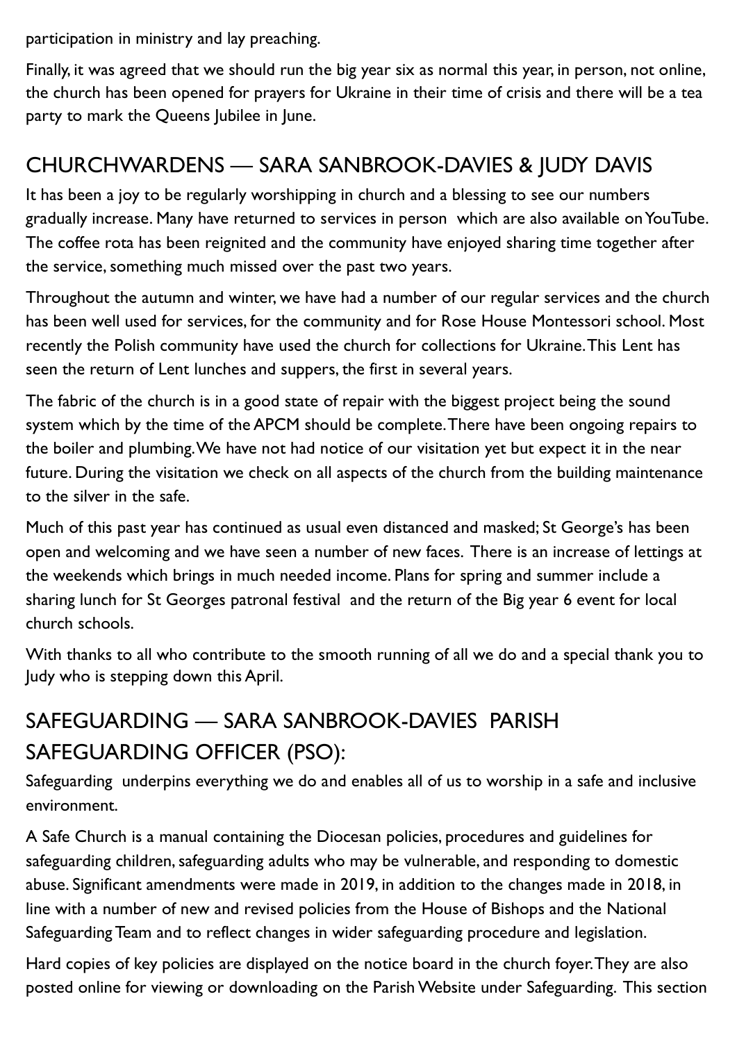participation in ministry and lay preaching.

Finally, it was agreed that we should run the big year six as normal this year, in person, not online, the church has been opened for prayers for Ukraine in their time of crisis and there will be a tea party to mark the Queens Jubilee in June.

## CHURCHWARDENS — SARA SANBROOK-DAVIES & JUDY DAVIS

It has been a joy to be regularly worshipping in church and a blessing to see our numbers gradually increase. Many have returned to services in person which are also available on YouTube. The coffee rota has been reignited and the community have enjoyed sharing time together after the service, something much missed over the past two years.

Throughout the autumn and winter, we have had a number of our regular services and the church has been well used for services, for the community and for Rose House Montessori school. Most recently the Polish community have used the church for collections for Ukraine. This Lent has seen the return of Lent lunches and suppers, the first in several years.

The fabric of the church is in a good state of repair with the biggest project being the sound system which by the time of the APCM should be complete. There have been ongoing repairs to the boiler and plumbing. We have not had notice of our visitation yet but expect it in the near future. During the visitation we check on all aspects of the church from the building maintenance to the silver in the safe.

Much of this past year has continued as usual even distanced and masked; St George's has been open and welcoming and we have seen a number of new faces. There is an increase of lettings at the weekends which brings in much needed income. Plans for spring and summer include a sharing lunch for St Georges patronal festival and the return of the Big year 6 event for local church schools.

With thanks to all who contribute to the smooth running of all we do and a special thank you to Judy who is stepping down this April.

## SAFEGUARDING — SARA SANBROOK-DAVIES PARISH SAFEGUARDING OFFICER (PSO):

Safeguarding underpins everything we do and enables all of us to worship in a safe and inclusive environment.

A Safe Church is a manual containing the Diocesan policies, procedures and guidelines for safeguarding children, safeguarding adults who may be vulnerable, and responding to domestic abuse. Significant amendments were made in 2019, in addition to the changes made in 2018, in line with a number of new and revised policies from the House of Bishops and the National Safeguarding Team and to reflect changes in wider safeguarding procedure and legislation.

Hard copies of key policies are displayed on the notice board in the church foyer. They are also posted online for viewing or downloading on the Parish Website under Safeguarding. This section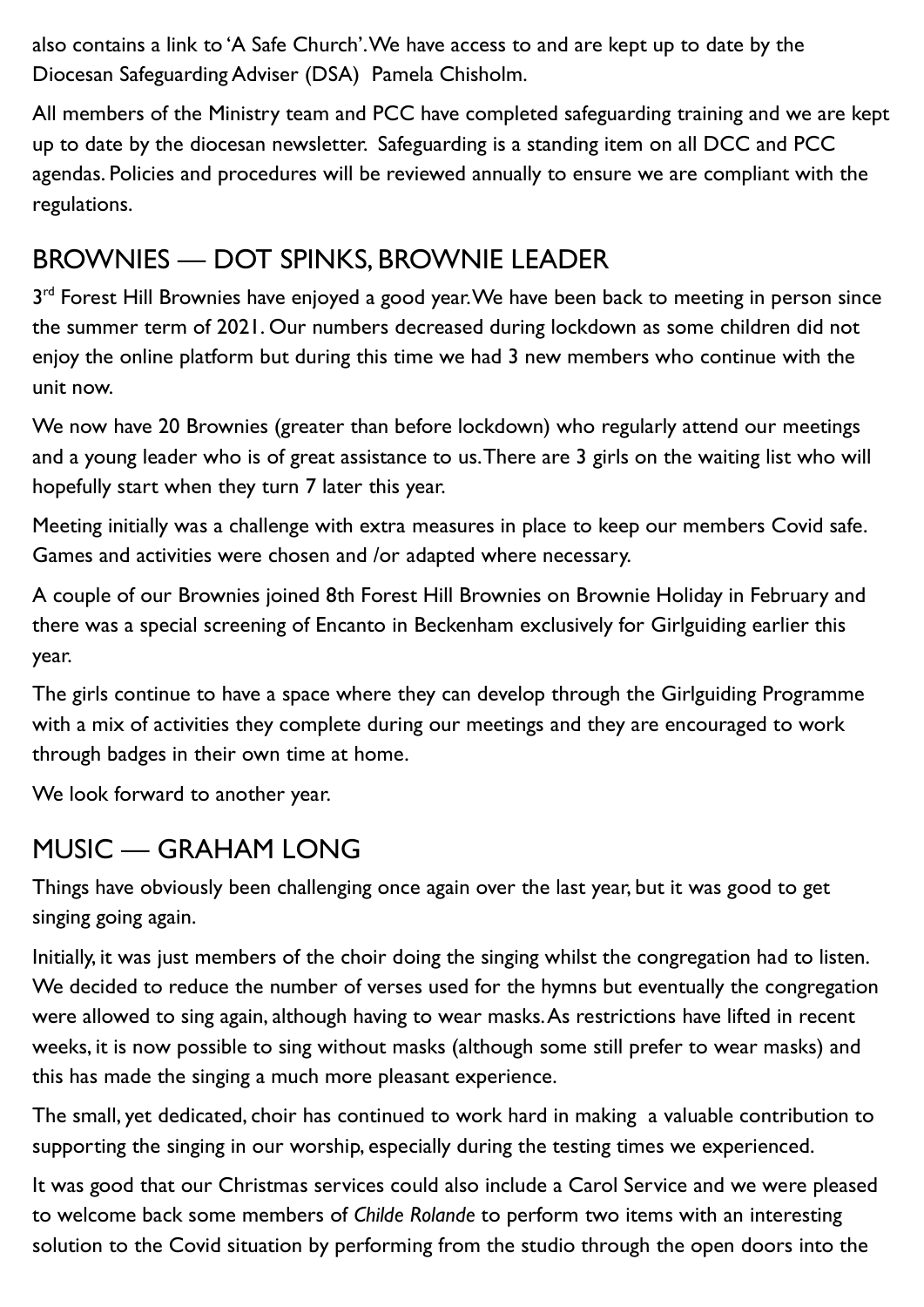also contains a link to 'A Safe Church'. We have access to and are kept up to date by the Diocesan Safeguarding Adviser (DSA) Pamela Chisholm.

All members of the Ministry team and PCC have completed safeguarding training and we are kept up to date by the diocesan newsletter. Safeguarding is a standing item on all DCC and PCC agendas. Policies and procedures will be reviewed annually to ensure we are compliant with the regulations.

## BROWNIES — DOT SPINKS, BROWNIE LEADER

3rd Forest Hill Brownies have enjoyed a good year. We have been back to meeting in person since the summer term of 2021. Our numbers decreased during lockdown as some children did not enjoy the online platform but during this time we had 3 new members who continue with the unit now.

We now have 20 Brownies (greater than before lockdown) who regularly attend our meetings and a young leader who is of great assistance to us. There are 3 girls on the waiting list who will hopefully start when they turn 7 later this year.

Meeting initially was a challenge with extra measures in place to keep our members Covid safe. Games and activities were chosen and /or adapted where necessary.

A couple of our Brownies joined 8th Forest Hill Brownies on Brownie Holiday in February and there was a special screening of Encanto in Beckenham exclusively for Girlguiding earlier this year.

The girls continue to have a space where they can develop through the Girlguiding Programme with a mix of activities they complete during our meetings and they are encouraged to work through badges in their own time at home.

We look forward to another year.

## MUSIC — GRAHAM LONG

Things have obviously been challenging once again over the last year, but it was good to get singing going again.

Initially, it was just members of the choir doing the singing whilst the congregation had to listen. We decided to reduce the number of verses used for the hymns but eventually the congregation were allowed to sing again, although having to wear masks. As restrictions have lifted in recent weeks, it is now possible to sing without masks (although some still prefer to wear masks) and this has made the singing a much more pleasant experience.

The small, yet dedicated, choir has continued to work hard in making a valuable contribution to supporting the singing in our worship, especially during the testing times we experienced.

It was good that our Christmas services could also include a Carol Service and we were pleased to welcome back some members of *Childe Rolande* to perform two items with an interesting solution to the Covid situation by performing from the studio through the open doors into the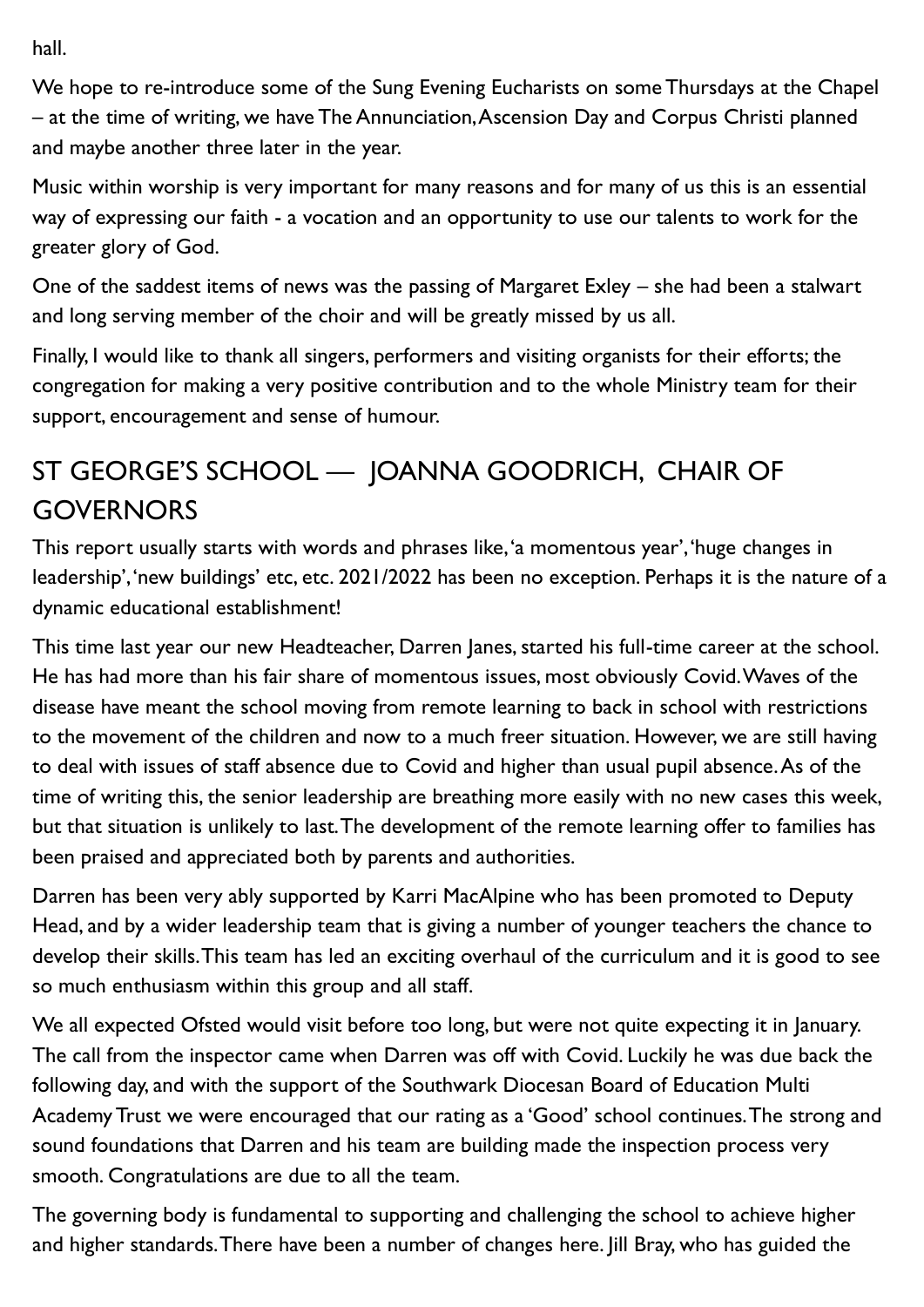hall.

We hope to re-introduce some of the Sung Evening Eucharists on some Thursdays at the Chapel – at the time of writing, we have The Annunciation, Ascension Day and Corpus Christi planned and maybe another three later in the year.

Music within worship is very important for many reasons and for many of us this is an essential way of expressing our faith - a vocation and an opportunity to use our talents to work for the greater glory of God.

One of the saddest items of news was the passing of Margaret Exley – she had been a stalwart and long serving member of the choir and will be greatly missed by us all.

Finally, I would like to thank all singers, performers and visiting organists for their efforts; the congregation for making a very positive contribution and to the whole Ministry team for their support, encouragement and sense of humour.

## ST GEORGE'S SCHOOL — JOANNA GOODRICH, CHAIR OF GOVERNORS

This report usually starts with words and phrases like, 'a momentous year', 'huge changes in leadership', 'new buildings' etc, etc. 2021/2022 has been no exception. Perhaps it is the nature of a dynamic educational establishment!

This time last year our new Headteacher, Darren Janes, started his full-time career at the school. He has had more than his fair share of momentous issues, most obviously Covid. Waves of the disease have meant the school moving from remote learning to back in school with restrictions to the movement of the children and now to a much freer situation. However, we are still having to deal with issues of staff absence due to Covid and higher than usual pupil absence. As of the time of writing this, the senior leadership are breathing more easily with no new cases this week, but that situation is unlikely to last. The development of the remote learning offer to families has been praised and appreciated both by parents and authorities.

Darren has been very ably supported by Karri MacAlpine who has been promoted to Deputy Head, and by a wider leadership team that is giving a number of younger teachers the chance to develop their skills. This team has led an exciting overhaul of the curriculum and it is good to see so much enthusiasm within this group and all staff.

We all expected Ofsted would visit before too long, but were not quite expecting it in January. The call from the inspector came when Darren was off with Covid. Luckily he was due back the following day, and with the support of the Southwark Diocesan Board of Education Multi Academy Trust we were encouraged that our rating as a 'Good' school continues. The strong and sound foundations that Darren and his team are building made the inspection process very smooth. Congratulations are due to all the team.

The governing body is fundamental to supporting and challenging the school to achieve higher and higher standards. There have been a number of changes here. Jill Bray, who has guided the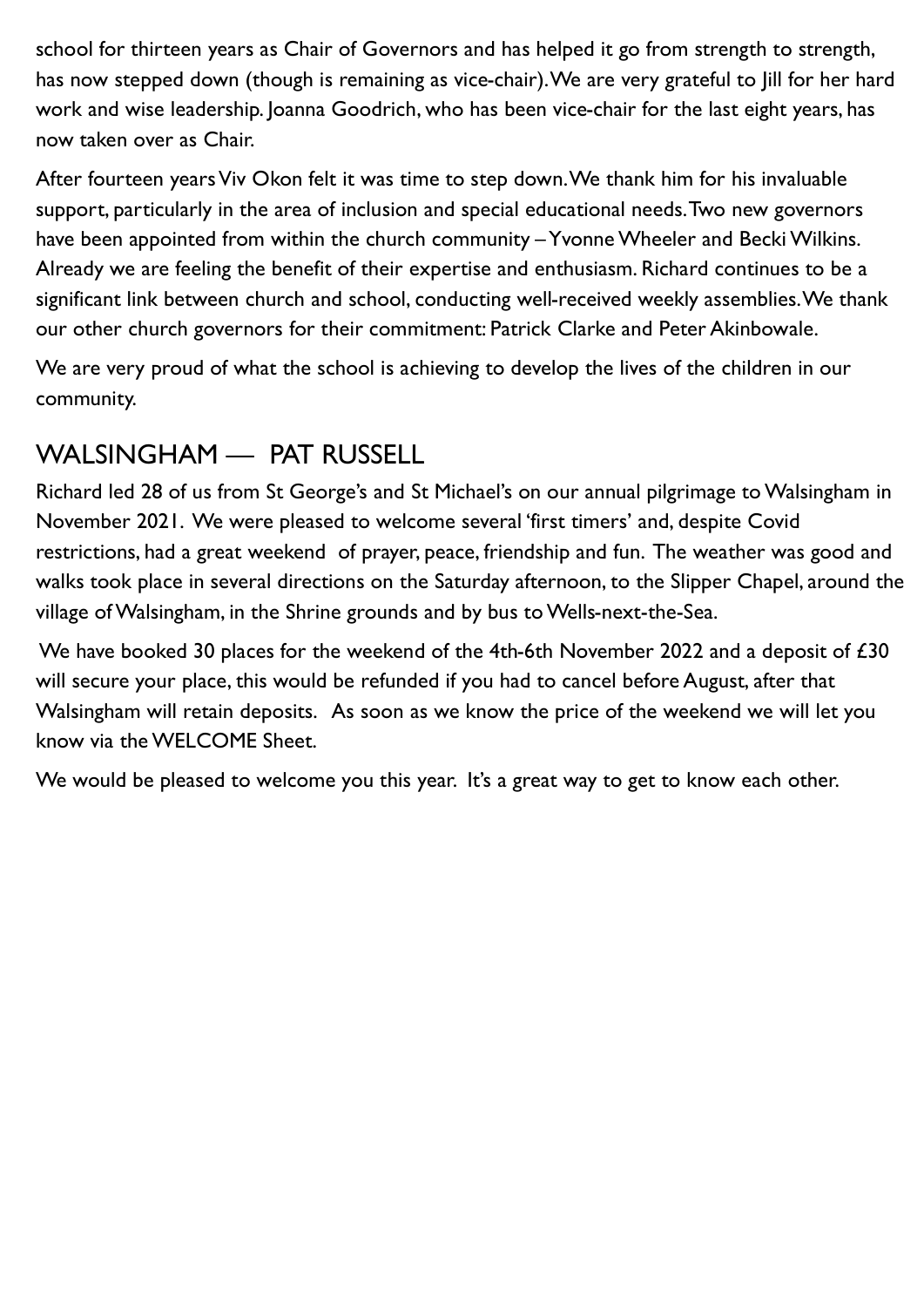school for thirteen years as Chair of Governors and has helped it go from strength to strength, has now stepped down (though is remaining as vice-chair). We are very grateful to Jill for her hard work and wise leadership. Joanna Goodrich, who has been vice-chair for the last eight years, has now taken over as Chair.

After fourteen years Viv Okon felt it was time to step down. We thank him for his invaluable support, particularly in the area of inclusion and special educational needs. Two new governors have been appointed from within the church community – Yvonne Wheeler and Becki Wilkins. Already we are feeling the benefit of their expertise and enthusiasm. Richard continues to be a significant link between church and school, conducting well-received weekly assemblies. We thank our other church governors for their commitment: Patrick Clarke and Peter Akinbowale.

We are very proud of what the school is achieving to develop the lives of the children in our community.

## WALSINGHAM — PAT RUSSELL

Richard led 28 of us from St George's and St Michael's on our annual pilgrimage to Walsingham in November 2021. We were pleased to welcome several 'first timers' and, despite Covid restrictions, had a great weekend of prayer, peace, friendship and fun. The weather was good and walks took place in several directions on the Saturday afternoon, to the Slipper Chapel, around the village of Walsingham, in the Shrine grounds and by bus to Wells-next-the-Sea.

We have booked 30 places for the weekend of the 4th-6th November 2022 and a deposit of £30 will secure your place, this would be refunded if you had to cancel before August, after that Walsingham will retain deposits. As soon as we know the price of the weekend we will let you know via the WELCOME Sheet.

We would be pleased to welcome you this year. It's a great way to get to know each other.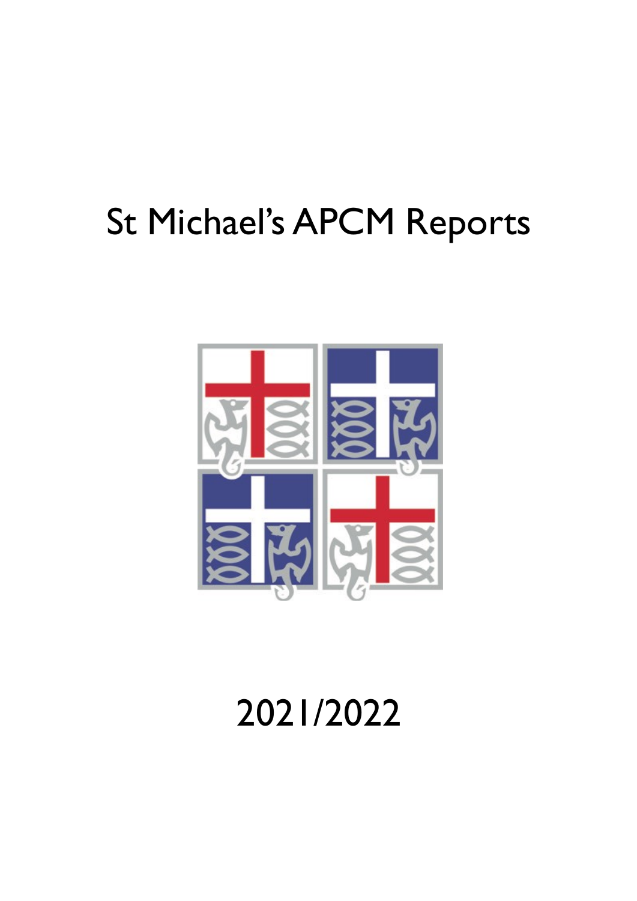# St Michael's APCM Reports

# 2021/2022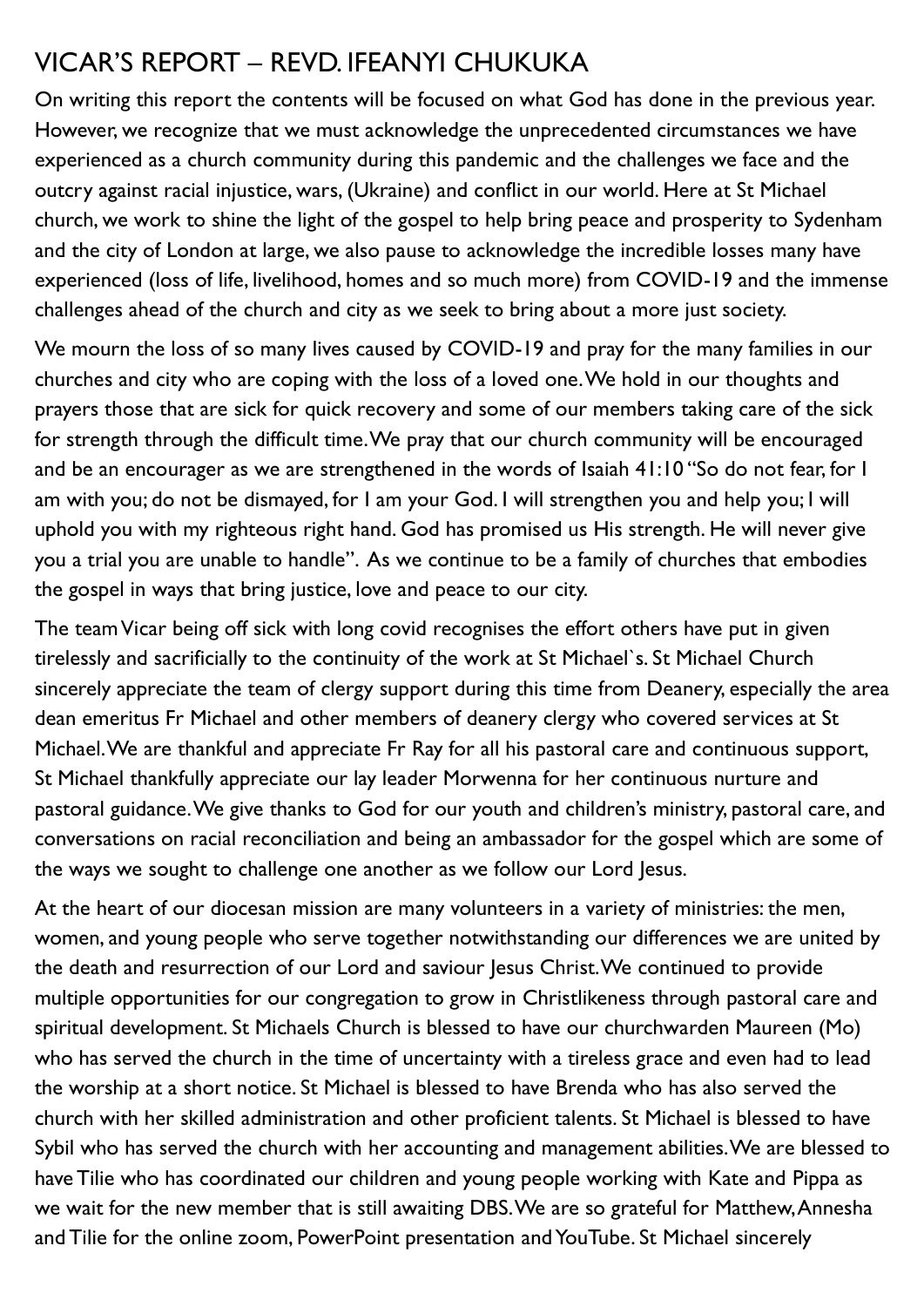## VICAR'S REPORT – REVD. IFEANYI CHUKUKA

On writing this report the contents will be focused on what God has done in the previous year. However, we recognize that we must acknowledge the unprecedented circumstances we have experienced as a church community during this pandemic and the challenges we face and the outcry against racial injustice, wars, (Ukraine) and conflict in our world. Here at St Michael church, we work to shine the light of the gospel to help bring peace and prosperity to Sydenham and the city of London at large, we also pause to acknowledge the incredible losses many have experienced (loss of life, livelihood, homes and so much more) from COVID-19 and the immense challenges ahead of the church and city as we seek to bring about a more just society.

We mourn the loss of so many lives caused by COVID-19 and pray for the many families in our churches and city who are coping with the loss of a loved one. We hold in our thoughts and prayers those that are sick for quick recovery and some of our members taking care of the sick for strength through the difficult time. We pray that our church community will be encouraged and be an encourager as we are strengthened in the words of Isaiah 41:10 "So do not fear, for I am with you; do not be dismayed, for I am your God. I will strengthen you and help you; I will uphold you with my righteous right hand. God has promised us His strength. He will never give you a trial you are unable to handle". As we continue to be a family of churches that embodies the gospel in ways that bring justice, love and peace to our city.

The team Vicar being off sick with long covid recognises the effort others have put in given tirelessly and sacrificially to the continuity of the work at St Michael`s. St Michael Church sincerely appreciate the team of clergy support during this time from Deanery, especially the area dean emeritus Fr Michael and other members of deanery clergy who covered services at St Michael. We are thankful and appreciate Fr Ray for all his pastoral care and continuous support, St Michael thankfully appreciate our lay leader Morwenna for her continuous nurture and pastoral guidance. We give thanks to God for our youth and children's ministry, pastoral care, and conversations on racial reconciliation and being an ambassador for the gospel which are some of the ways we sought to challenge one another as we follow our Lord Jesus.

At the heart of our diocesan mission are many volunteers in a variety of ministries: the men, women, and young people who serve together notwithstanding our differences we are united by the death and resurrection of our Lord and saviour Jesus Christ. We continued to provide multiple opportunities for our congregation to grow in Christlikeness through pastoral care and spiritual development. St Michaels Church is blessed to have our churchwarden Maureen (Mo) who has served the church in the time of uncertainty with a tireless grace and even had to lead the worship at a short notice. St Michael is blessed to have Brenda who has also served the church with her skilled administration and other proficient talents. St Michael is blessed to have Sybil who has served the church with her accounting and management abilities. We are blessed to have Tilie who has coordinated our children and young people working with Kate and Pippa as we wait for the new member that is still awaiting DBS. We are so grateful for Matthew, Annesha and Tilie for the online zoom, PowerPoint presentation and YouTube. St Michael sincerely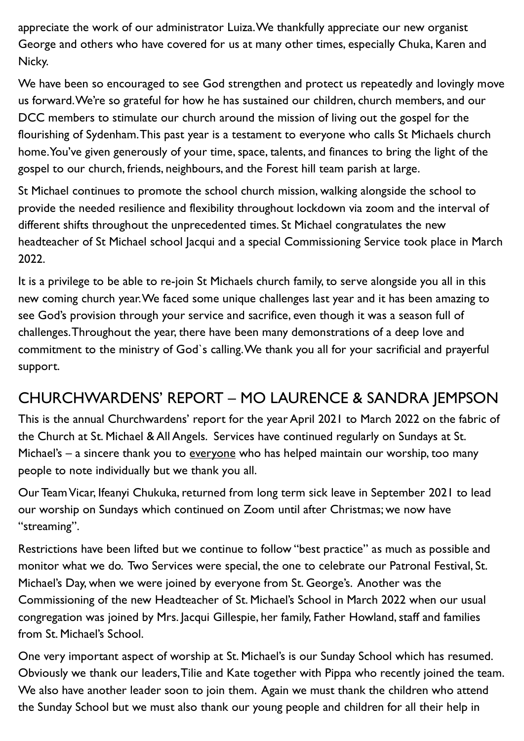appreciate the work of our administrator Luiza. We thankfully appreciate our new organist George and others who have covered for us at many other times, especially Chuka, Karen and Nicky.

We have been so encouraged to see God strengthen and protect us repeatedly and lovingly move us forward. We're so grateful for how he has sustained our children, church members, and our DCC members to stimulate our church around the mission of living out the gospel for the flourishing of Sydenham. This past year is a testament to everyone who calls St Michaels church home. You've given generously of your time, space, talents, and finances to bring the light of the gospel to our church, friends, neighbours, and the Forest hill team parish at large.

St Michael continues to promote the school church mission, walking alongside the school to provide the needed resilience and flexibility throughout lockdown via zoom and the interval of different shifts throughout the unprecedented times. St Michael congratulates the new headteacher of St Michael school Jacqui and a special Commissioning Service took place in March 2022.

It is a privilege to be able to re-join St Michaels church family, to serve alongside you all in this new coming church year. We faced some unique challenges last year and it has been amazing to see God's provision through your service and sacrifice, even though it was a season full of challenges. Throughout the year, there have been many demonstrations of a deep love and commitment to the ministry of God`s calling. We thank you all for your sacrificial and prayerful support.

## CHURCHWARDENS' REPORT – MO LAURENCE & SANDRA JEMPSON

This is the annual Churchwardens' report for the year April 2021 to March 2022 on the fabric of the Church at St. Michael & All Angels. Services have continued regularly on Sundays at St. Michael's – a sincere thank you to <u>everyone</u> who has helped maintain our worship, too many people to note individually but we thank you all.

Our Team Vicar, Ifeanyi Chukuka, returned from long term sick leave in September 2021 to lead our worship on Sundays which continued on Zoom until after Christmas; we now have "streaming".

Restrictions have been lifted but we continue to follow "best practice" as much as possible and monitor what we do. Two Services were special, the one to celebrate our Patronal Festival, St. Michael's Day, when we were joined by everyone from St. George's. Another was the Commissioning of the new Headteacher of St. Michael's School in March 2022 when our usual congregation was joined by Mrs. Jacqui Gillespie, her family, Father Howland, staff and families from St. Michael's School.

One very important aspect of worship at St. Michael's is our Sunday School which has resumed. Obviously we thank our leaders, Tilie and Kate together with Pippa who recently joined the team. We also have another leader soon to join them. Again we must thank the children who attend the Sunday School but we must also thank our young people and children for all their help in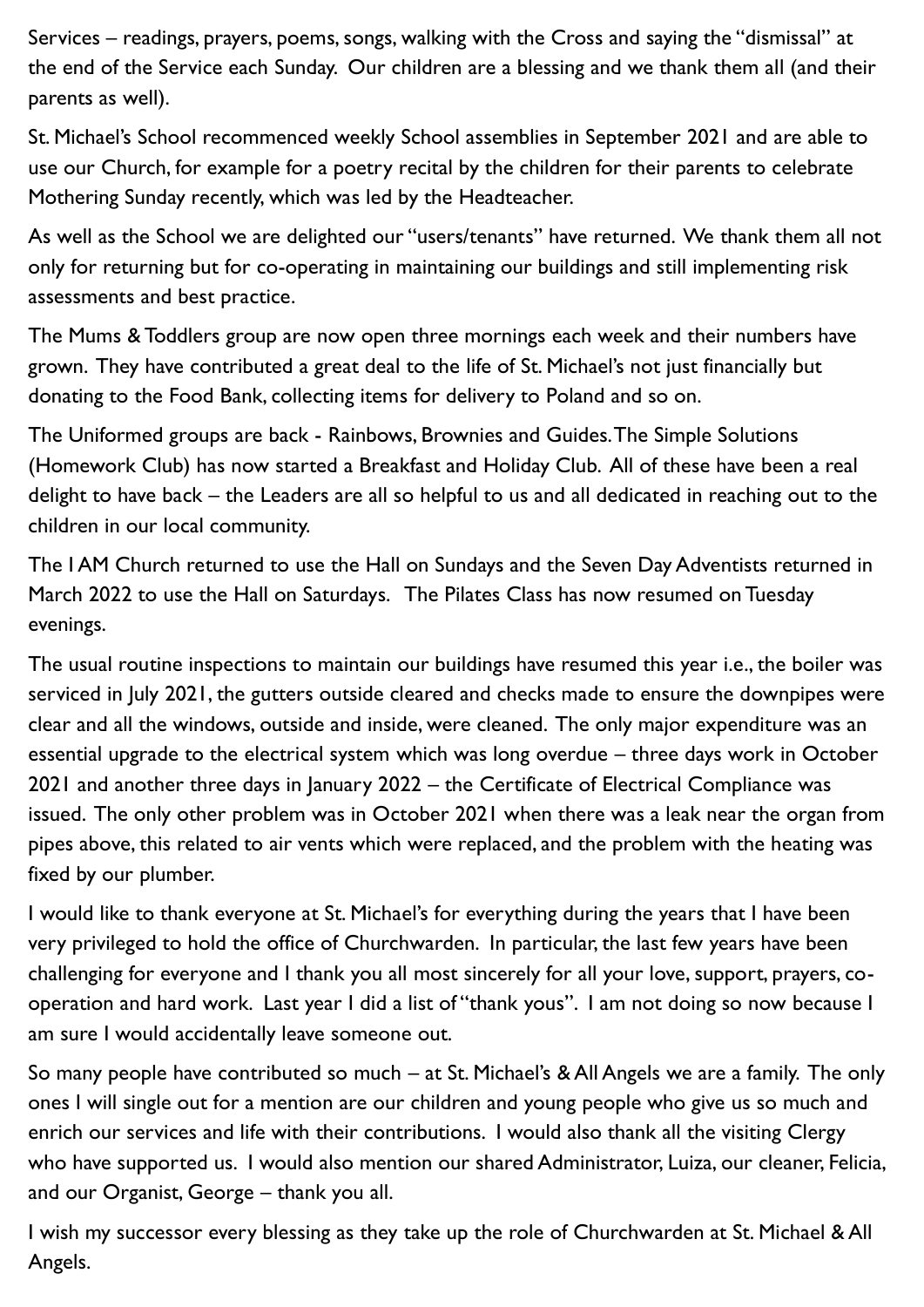Services – readings, prayers, poems, songs, walking with the Cross and saying the "dismissal" at the end of the Service each Sunday. Our children are a blessing and we thank them all (and their parents as well).

St. Michael's School recommenced weekly School assemblies in September 2021 and are able to use our Church, for example for a poetry recital by the children for their parents to celebrate Mothering Sunday recently, which was led by the Headteacher.

As well as the School we are delighted our "users/tenants" have returned. We thank them all not only for returning but for co-operating in maintaining our buildings and still implementing risk assessments and best practice.

The Mums & Toddlers group are now open three mornings each week and their numbers have grown. They have contributed a great deal to the life of St. Michael's not just financially but donating to the Food Bank, collecting items for delivery to Poland and so on.

The Uniformed groups are back - Rainbows, Brownies and Guides. The Simple Solutions (Homework Club) has now started a Breakfast and Holiday Club. All of these have been a real delight to have back – the Leaders are all so helpful to us and all dedicated in reaching out to the children in our local community.

The I AM Church returned to use the Hall on Sundays and the Seven Day Adventists returned in March 2022 to use the Hall on Saturdays. The Pilates Class has now resumed on Tuesday evenings.

The usual routine inspections to maintain our buildings have resumed this year i.e., the boiler was serviced in July 2021, the gutters outside cleared and checks made to ensure the downpipes were clear and all the windows, outside and inside, were cleaned. The only major expenditure was an essential upgrade to the electrical system which was long overdue – three days work in October 2021 and another three days in January 2022 – the Certificate of Electrical Compliance was issued. The only other problem was in October 2021 when there was a leak near the organ from pipes above, this related to air vents which were replaced, and the problem with the heating was fixed by our plumber.

I would like to thank everyone at St. Michael's for everything during the years that I have been very privileged to hold the office of Churchwarden. In particular, the last few years have been challenging for everyone and I thank you all most sincerely for all your love, support, prayers, co-operation and hard work. Last year I did a list of "thank yous". I am not doing so now because I am sure I would accidentally leave someone out.

So many people have contributed so much – at St. Michael's & All Angels we are a family. The only ones I will single out for a mention are our children and young people who give us so much and enrich our services and life with their contributions. I would also thank all the visiting Clergy who have supported us. I would also mention our shared Administrator, Luiza, our cleaner, Felicia, and our Organist, George – thank you all.

I wish my successor every blessing as they take up the role of Churchwarden at St. Michael & All Angels.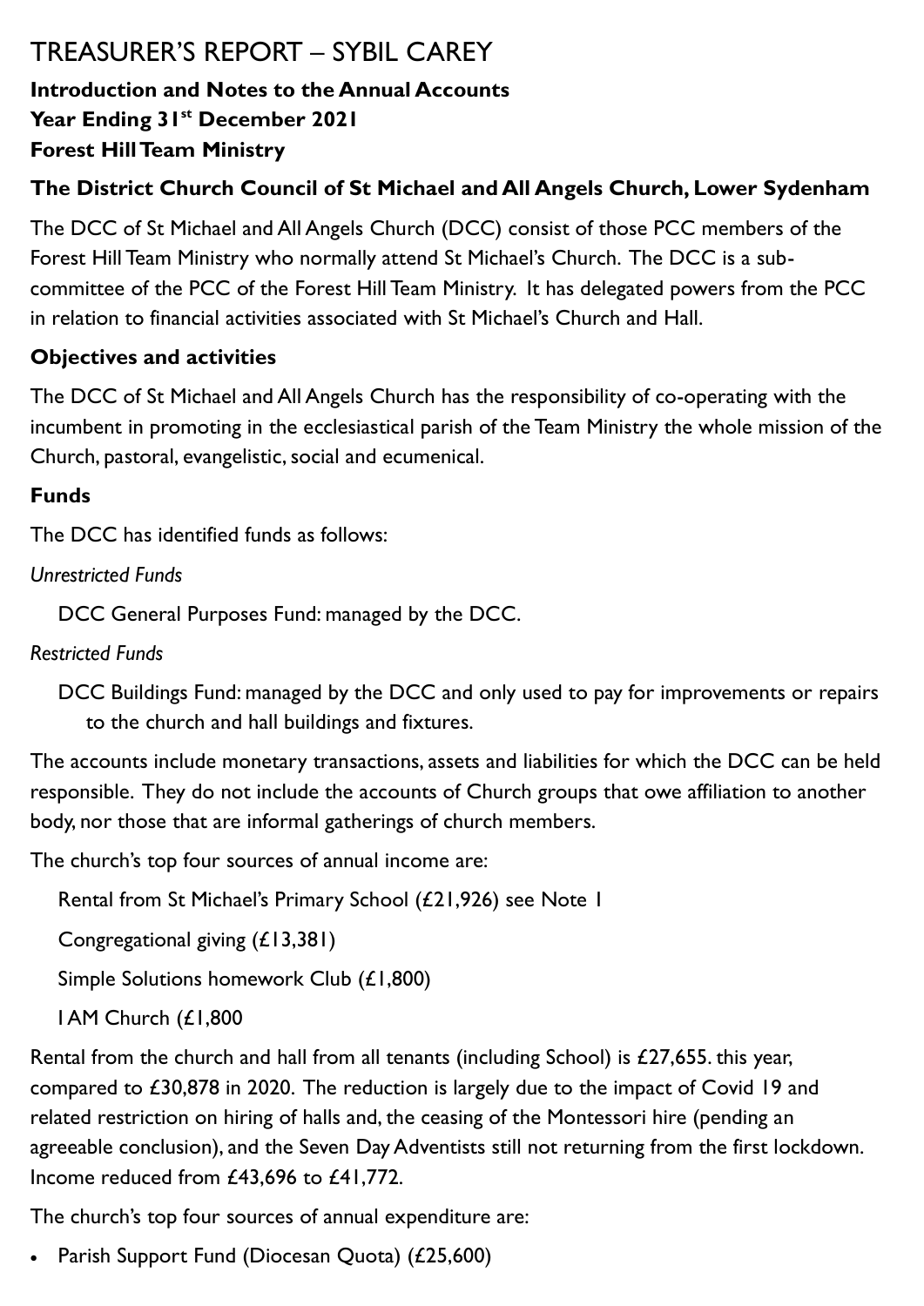# TREASURER'S REPORT – SYBIL CAREY

**Introduction and Notes to the Annual Accounts**
**Year Ending 31st December 2021**
**Forest Hill Team Ministry**

### The District Church Council of St Michael and All Angels Church, Lower Sydenham

The DCC of St Michael and All Angels Church (DCC) consist of those PCC members of the Forest Hill Team Ministry who normally attend St Michael's Church. The DCC is a sub-committee of the PCC of the Forest Hill Team Ministry. It has delegated powers from the PCC in relation to financial activities associated with St Michael's Church and Hall.

### Objectives and activities

The DCC of St Michael and All Angels Church has the responsibility of co-operating with the incumbent in promoting in the ecclesiastical parish of the Team Ministry the whole mission of the Church, pastoral, evangelistic, social and ecumenical.

### Funds

The DCC has identified funds as follows:

*Unrestricted Funds*

DCC General Purposes Fund: managed by the DCC.

*Restricted Funds*

DCC Buildings Fund: managed by the DCC and only used to pay for improvements or repairs to the church and hall buildings and fixtures.

The accounts include monetary transactions, assets and liabilities for which the DCC can be held responsible. They do not include the accounts of Church groups that owe affiliation to another body, nor those that are informal gatherings of church members.

The church's top four sources of annual income are:

Rental from St Michael's Primary School (£21,926) see Note 1

Congregational giving (£13,381)

Simple Solutions homework Club (£1,800)

I AM Church (£1,800

Rental from the church and hall from all tenants (including School) is £27,655. this year, compared to £30,878 in 2020. The reduction is largely due to the impact of Covid 19 and related restriction on hiring of halls and, the ceasing of the Montessori hire (pending an agreeable conclusion), and the Seven Day Adventists still not returning from the first lockdown. Income reduced from £43,696 to £41,772.

The church's top four sources of annual expenditure are:

- Parish Support Fund (Diocesan Quota) (£25,600)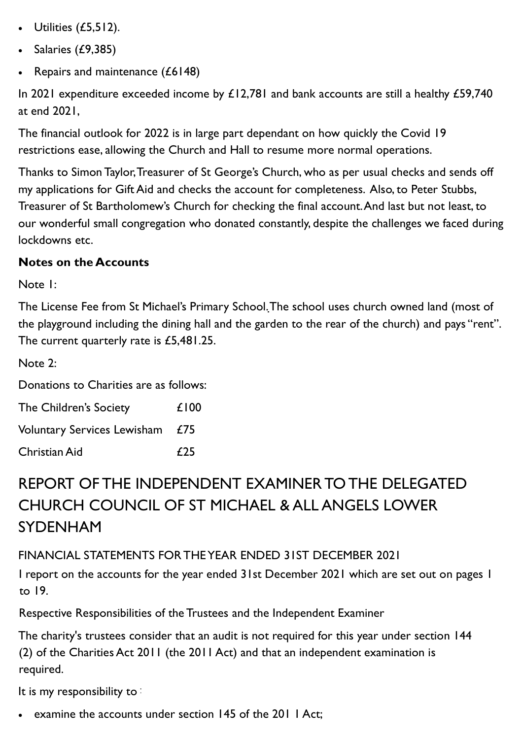- Utilities (£5,512).
- Salaries (£9,385)
- Repairs and maintenance (£6148)

In 2021 expenditure exceeded income by £12,781 and bank accounts are still a healthy £59,740 at end 2021,

The financial outlook for 2022 is in large part dependant on how quickly the Covid 19 restrictions ease, allowing the Church and Hall to resume more normal operations.

Thanks to Simon Taylor, Treasurer of St George's Church, who as per usual checks and sends off my applications for Gift Aid and checks the account for completeness. Also, to Peter Stubbs, Treasurer of St Bartholomew's Church for checking the final account. And last but not least, to our wonderful small congregation who donated constantly, despite the challenges we faced during lockdowns etc.

**Notes on the Accounts**

Note 1:

The License Fee from St Michael's Primary School. The school uses church owned land (most of the playground including the dining hall and the garden to the rear of the church) and pays "rent". The current quarterly rate is £5,481.25.

Note 2:

Donations to Charities are as follows:

| | |
|---|---|
| The Children's Society | £100 |
| Voluntary Services Lewisham | £75 |
| Christian Aid | £25 |

# REPORT OF THE INDEPENDENT EXAMINER TO THE DELEGATED CHURCH COUNCIL OF ST MICHAEL & ALL ANGELS LOWER SYDENHAM

FINANCIAL STATEMENTS FOR THE YEAR ENDED 31ST DECEMBER 2021

I report on the accounts for the year ended 31st December 2021 which are set out on pages 1 to 19.

Respective Responsibilities of the Trustees and the Independent Examiner

The charity's trustees consider that an audit is not required for this year under section 144 (2) of the Charities Act 2011 (the 2011 Act) and that an independent examination is required.

It is my responsibility to :

- examine the accounts under section 145 of the 2011 Act;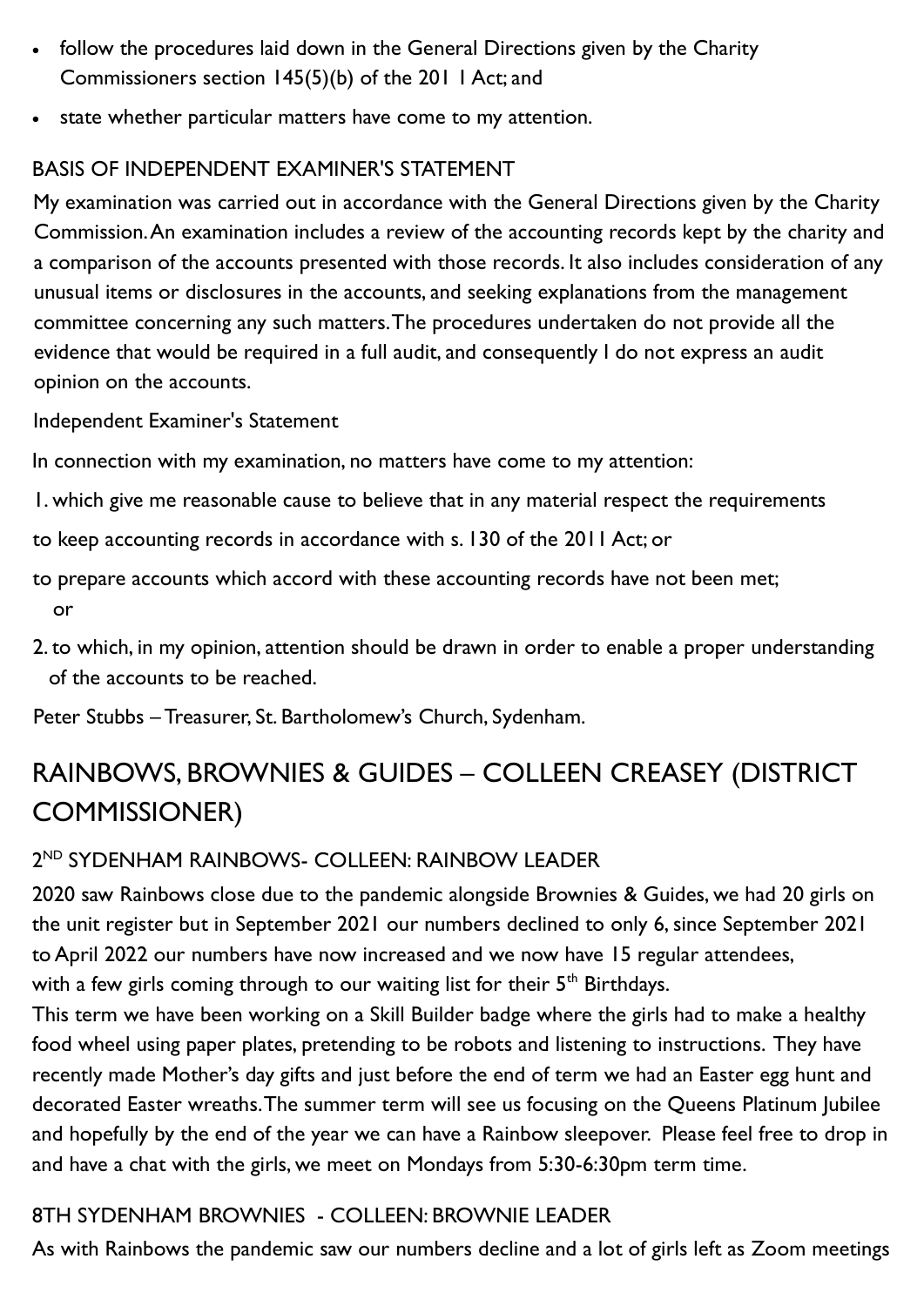- follow the procedures laid down in the General Directions given by the Charity Commissioners section 145(5)(b) of the 201 I Act; and
- state whether particular matters have come to my attention.

BASIS OF INDEPENDENT EXAMINER'S STATEMENT

My examination was carried out in accordance with the General Directions given by the Charity Commission. An examination includes a review of the accounting records kept by the charity and a comparison of the accounts presented with those records. It also includes consideration of any unusual items or disclosures in the accounts, and seeking explanations from the management committee concerning any such matters. The procedures undertaken do not provide all the evidence that would be required in a full audit, and consequently I do not express an audit opinion on the accounts.

Independent Examiner's Statement

In connection with my examination, no matters have come to my attention:

1. which give me reasonable cause to believe that in any material respect the requirements

to keep accounting records in accordance with s. 130 of the 2011 Act; or

to prepare accounts which accord with these accounting records have not been met;
   or

2. to which, in my opinion, attention should be drawn in order to enable a proper understanding of the accounts to be reached.

Peter Stubbs – Treasurer, St. Bartholomew's Church, Sydenham.

## RAINBOWS, BROWNIES & GUIDES – COLLEEN CREASEY (DISTRICT COMMISSIONER)

### 2ND SYDENHAM RAINBOWS- COLLEEN: RAINBOW LEADER

2020 saw Rainbows close due to the pandemic alongside Brownies & Guides, we had 20 girls on the unit register but in September 2021 our numbers declined to only 6, since September 2021 to April 2022 our numbers have now increased and we now have 15 regular attendees, with a few girls coming through to our waiting list for their 5th Birthdays.

This term we have been working on a Skill Builder badge where the girls had to make a healthy food wheel using paper plates, pretending to be robots and listening to instructions. They have recently made Mother's day gifts and just before the end of term we had an Easter egg hunt and decorated Easter wreaths. The summer term will see us focusing on the Queens Platinum Jubilee and hopefully by the end of the year we can have a Rainbow sleepover. Please feel free to drop in and have a chat with the girls, we meet on Mondays from 5:30-6:30pm term time.

### 8TH SYDENHAM BROWNIES - COLLEEN: BROWNIE LEADER

As with Rainbows the pandemic saw our numbers decline and a lot of girls left as Zoom meetings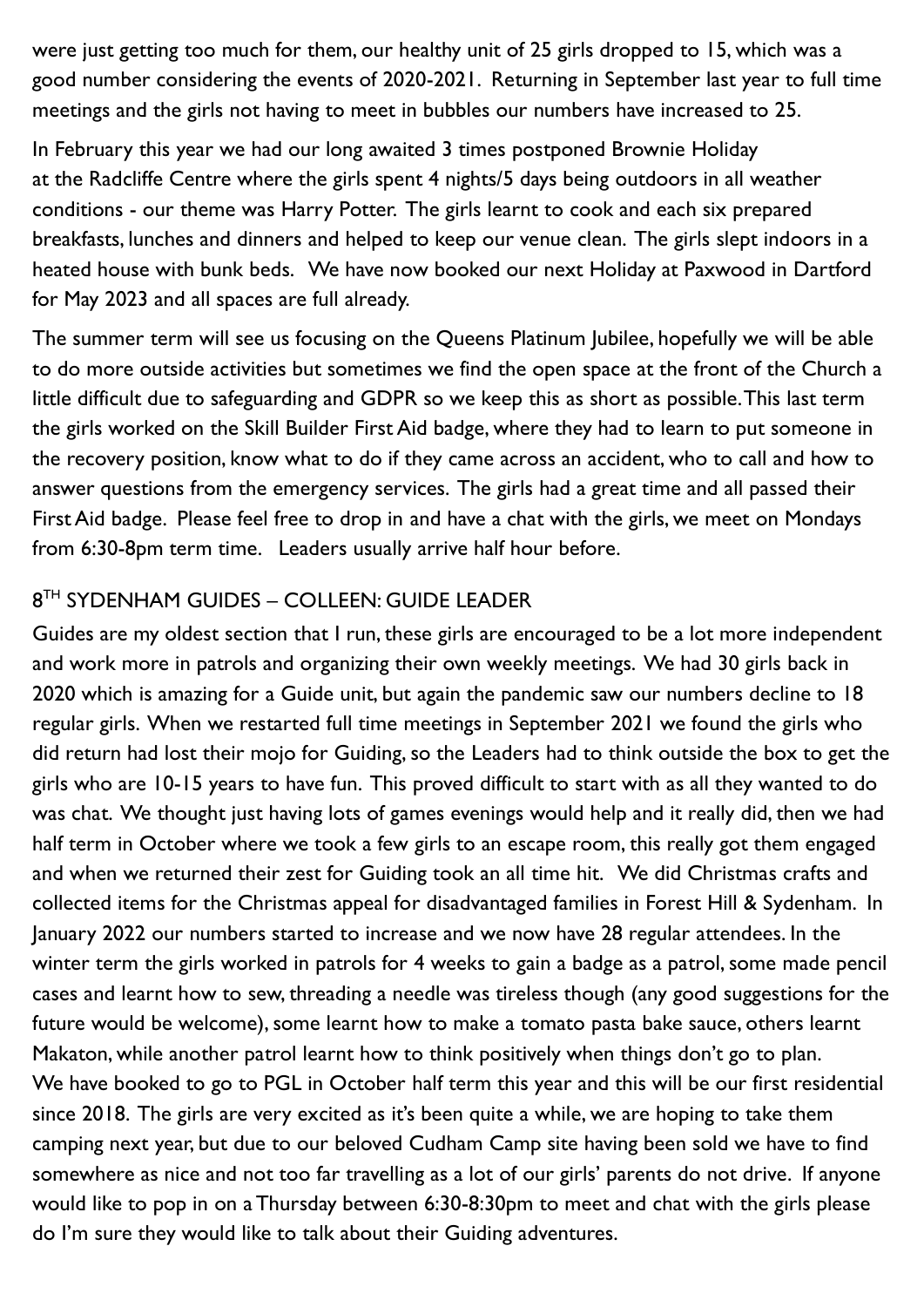were just getting too much for them, our healthy unit of 25 girls dropped to 15, which was a good number considering the events of 2020-2021. Returning in September last year to full time meetings and the girls not having to meet in bubbles our numbers have increased to 25.

In February this year we had our long awaited 3 times postponed Brownie Holiday at the Radcliffe Centre where the girls spent 4 nights/5 days being outdoors in all weather conditions - our theme was Harry Potter. The girls learnt to cook and each six prepared breakfasts, lunches and dinners and helped to keep our venue clean. The girls slept indoors in a heated house with bunk beds. We have now booked our next Holiday at Paxwood in Dartford for May 2023 and all spaces are full already.

The summer term will see us focusing on the Queens Platinum Jubilee, hopefully we will be able to do more outside activities but sometimes we find the open space at the front of the Church a little difficult due to safeguarding and GDPR so we keep this as short as possible. This last term the girls worked on the Skill Builder First Aid badge, where they had to learn to put someone in the recovery position, know what to do if they came across an accident, who to call and how to answer questions from the emergency services. The girls had a great time and all passed their First Aid badge. Please feel free to drop in and have a chat with the girls, we meet on Mondays from 6:30-8pm term time. Leaders usually arrive half hour before.

## 8TH SYDENHAM GUIDES – COLLEEN: GUIDE LEADER

Guides are my oldest section that I run, these girls are encouraged to be a lot more independent and work more in patrols and organizing their own weekly meetings. We had 30 girls back in 2020 which is amazing for a Guide unit, but again the pandemic saw our numbers decline to 18 regular girls. When we restarted full time meetings in September 2021 we found the girls who did return had lost their mojo for Guiding, so the Leaders had to think outside the box to get the girls who are 10-15 years to have fun. This proved difficult to start with as all they wanted to do was chat. We thought just having lots of games evenings would help and it really did, then we had half term in October where we took a few girls to an escape room, this really got them engaged and when we returned their zest for Guiding took an all time hit. We did Christmas crafts and collected items for the Christmas appeal for disadvantaged families in Forest Hill & Sydenham. In January 2022 our numbers started to increase and we now have 28 regular attendees. In the winter term the girls worked in patrols for 4 weeks to gain a badge as a patrol, some made pencil cases and learnt how to sew, threading a needle was tireless though (any good suggestions for the future would be welcome), some learnt how to make a tomato pasta bake sauce, others learnt Makaton, while another patrol learnt how to think positively when things don't go to plan.

We have booked to go to PGL in October half term this year and this will be our first residential since 2018. The girls are very excited as it's been quite a while, we are hoping to take them camping next year, but due to our beloved Cudham Camp site having been sold we have to find somewhere as nice and not too far travelling as a lot of our girls' parents do not drive. If anyone would like to pop in on a Thursday between 6:30-8:30pm to meet and chat with the girls please do I'm sure they would like to talk about their Guiding adventures.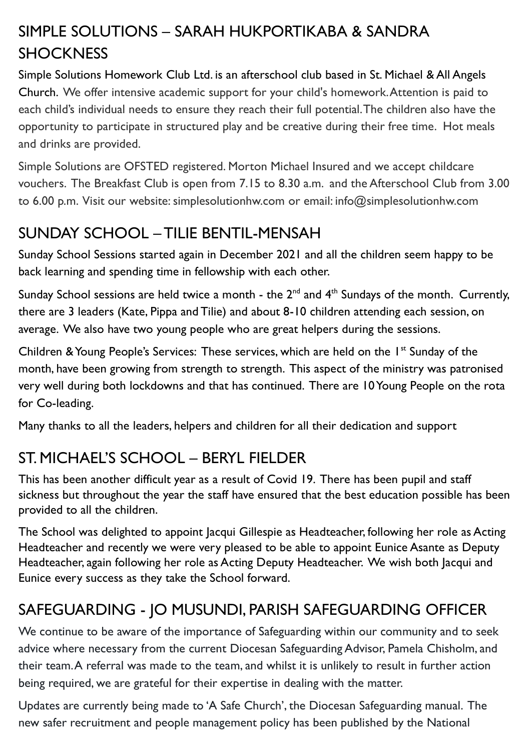## SIMPLE SOLUTIONS – SARAH HUKPORTIKABA & SANDRA SHOCKNESS

Simple Solutions Homework Club Ltd. is an afterschool club based in St. Michael & All Angels Church. We offer intensive academic support for your child's homework. Attention is paid to each child's individual needs to ensure they reach their full potential. The children also have the opportunity to participate in structured play and be creative during their free time. Hot meals and drinks are provided.

Simple Solutions are OFSTED registered. Morton Michael Insured and we accept childcare vouchers. The Breakfast Club is open from 7.15 to 8.30 a.m. and the Afterschool Club from 3.00 to 6.00 p.m. Visit our website: simplesolutionhw.com or email: info@simplesolutionhw.com

## SUNDAY SCHOOL – TILIE BENTIL-MENSAH

Sunday School Sessions started again in December 2021 and all the children seem happy to be back learning and spending time in fellowship with each other.

Sunday School sessions are held twice a month - the 2nd and 4th Sundays of the month. Currently, there are 3 leaders (Kate, Pippa and Tilie) and about 8-10 children attending each session, on average. We also have two young people who are great helpers during the sessions.

Children & Young People's Services: These services, which are held on the 1st Sunday of the month, have been growing from strength to strength. This aspect of the ministry was patronised very well during both lockdowns and that has continued. There are 10 Young People on the rota for Co-leading.

Many thanks to all the leaders, helpers and children for all their dedication and support

## ST. MICHAEL'S SCHOOL – BERYL FIELDER

This has been another difficult year as a result of Covid 19. There has been pupil and staff sickness but throughout the year the staff have ensured that the best education possible has been provided to all the children.

The School was delighted to appoint Jacqui Gillespie as Headteacher, following her role as Acting Headteacher and recently we were very pleased to be able to appoint Eunice Asante as Deputy Headteacher, again following her role as Acting Deputy Headteacher. We wish both Jacqui and Eunice every success as they take the School forward.

## SAFEGUARDING - JO MUSUNDI, PARISH SAFEGUARDING OFFICER

We continue to be aware of the importance of Safeguarding within our community and to seek advice where necessary from the current Diocesan Safeguarding Advisor, Pamela Chisholm, and their team. A referral was made to the team, and whilst it is unlikely to result in further action being required, we are grateful for their expertise in dealing with the matter.

Updates are currently being made to 'A Safe Church', the Diocesan Safeguarding manual. The new safer recruitment and people management policy has been published by the National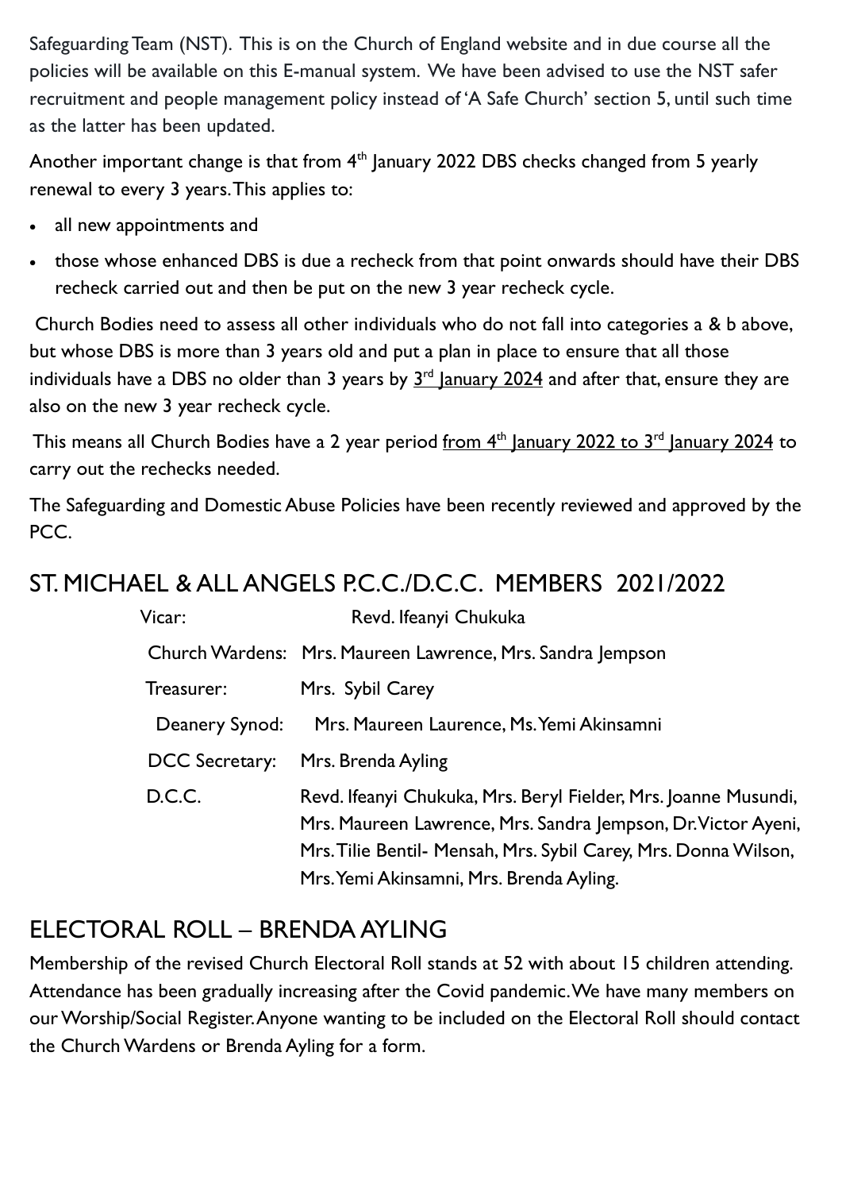Safeguarding Team (NST). This is on the Church of England website and in due course all the policies will be available on this E-manual system. We have been advised to use the NST safer recruitment and people management policy instead of 'A Safe Church' section 5, until such time as the latter has been updated.

Another important change is that from 4th January 2022 DBS checks changed from 5 yearly renewal to every 3 years. This applies to:

- all new appointments and
- those whose enhanced DBS is due a recheck from that point onwards should have their DBS recheck carried out and then be put on the new 3 year recheck cycle.

Church Bodies need to assess all other individuals who do not fall into categories a & b above, but whose DBS is more than 3 years old and put a plan in place to ensure that all those individuals have a DBS no older than 3 years by 3rd January 2024 and after that, ensure they are also on the new 3 year recheck cycle.

This means all Church Bodies have a 2 year period from 4th January 2022 to 3rd January 2024 to carry out the rechecks needed.

The Safeguarding and Domestic Abuse Policies have been recently reviewed and approved by the PCC.

## ST. MICHAEL & ALL ANGELS P.C.C./D.C.C. MEMBERS 2021/2022

| | |
|---|---|
| Vicar: | Revd. Ifeanyi Chukuka |
| Church Wardens: | Mrs. Maureen Lawrence, Mrs. Sandra Jempson |
| Treasurer: | Mrs. Sybil Carey |
| Deanery Synod: | Mrs. Maureen Laurence, Ms. Yemi Akinsamni |
| DCC Secretary: | Mrs. Brenda Ayling |
| D.C.C. | Revd. Ifeanyi Chukuka, Mrs. Beryl Fielder, Mrs. Joanne Musundi, Mrs. Maureen Lawrence, Mrs. Sandra Jempson, Dr. Victor Ayeni, Mrs. Tilie Bentil- Mensah, Mrs. Sybil Carey, Mrs. Donna Wilson, Mrs. Yemi Akinsamni, Mrs. Brenda Ayling. |

## ELECTORAL ROLL – BRENDA AYLING

Membership of the revised Church Electoral Roll stands at 52 with about 15 children attending. Attendance has been gradually increasing after the Covid pandemic. We have many members on our Worship/Social Register. Anyone wanting to be included on the Electoral Roll should contact the Church Wardens or Brenda Ayling for a form.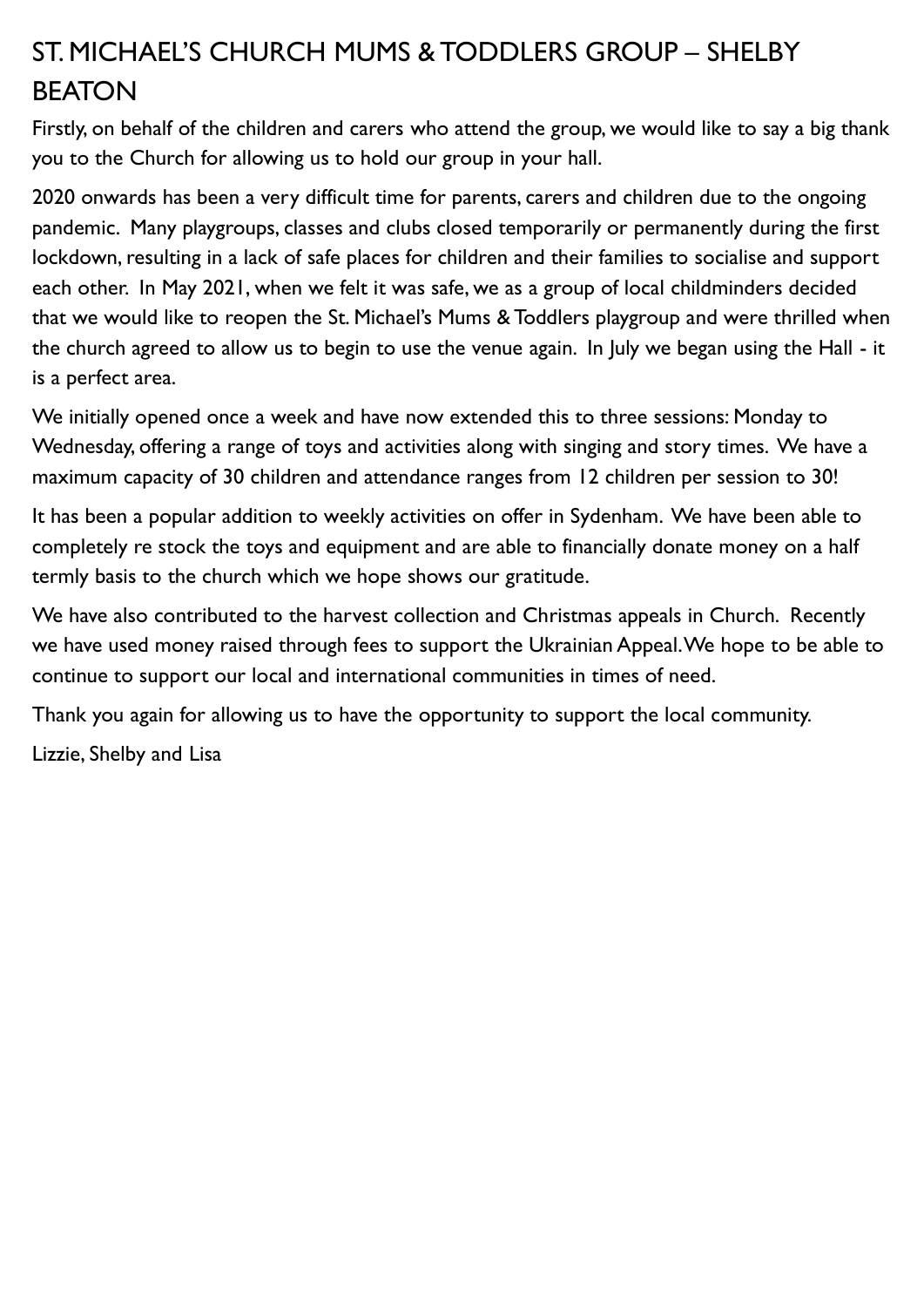## ST. MICHAEL'S CHURCH MUMS & TODDLERS GROUP – SHELBY BEATON

Firstly, on behalf of the children and carers who attend the group, we would like to say a big thank you to the Church for allowing us to hold our group in your hall.

2020 onwards has been a very difficult time for parents, carers and children due to the ongoing pandemic. Many playgroups, classes and clubs closed temporarily or permanently during the first lockdown, resulting in a lack of safe places for children and their families to socialise and support each other. In May 2021, when we felt it was safe, we as a group of local childminders decided that we would like to reopen the St. Michael's Mums & Toddlers playgroup and were thrilled when the church agreed to allow us to begin to use the venue again. In July we began using the Hall - it is a perfect area.

We initially opened once a week and have now extended this to three sessions: Monday to Wednesday, offering a range of toys and activities along with singing and story times. We have a maximum capacity of 30 children and attendance ranges from 12 children per session to 30!

It has been a popular addition to weekly activities on offer in Sydenham. We have been able to completely re stock the toys and equipment and are able to financially donate money on a half termly basis to the church which we hope shows our gratitude.

We have also contributed to the harvest collection and Christmas appeals in Church. Recently we have used money raised through fees to support the Ukrainian Appeal. We hope to be able to continue to support our local and international communities in times of need.

Thank you again for allowing us to have the opportunity to support the local community.

Lizzie, Shelby and Lisa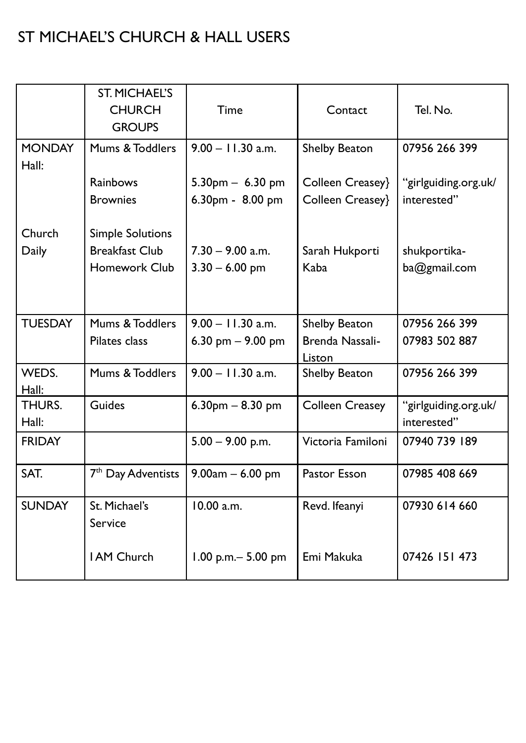# ST MICHAEL'S CHURCH & HALL USERS

| | ST. MICHAEL'S CHURCH GROUPS | Time | Contact | Tel. No. |
|---|---|---|---|---|
| MONDAY Hall: | Mums & Toddlers | 9.00 – 11.30 a.m. | Shelby Beaton | 07956 266 399 |
| | Rainbows<br>Brownies | 5.30pm – 6.30 pm<br>6.30pm - 8.00 pm | Colleen Creasey}<br>Colleen Creasey} | "girlguiding.org.uk/ interested" |
| Church Daily | Simple Solutions<br>Breakfast Club<br>Homework Club | 7.30 – 9.00 a.m.<br>3.30 – 6.00 pm | Sarah Hukporti Kaba | shukportika-ba@gmail.com |
| TUESDAY | Mums & Toddlers<br>Pilates class | 9.00 – 11.30 a.m.<br>6.30 pm – 9.00 pm | Shelby Beaton<br>Brenda Nassali-Liston | 07956 266 399<br>07983 502 887 |
| WEDS. Hall: | Mums & Toddlers | 9.00 – 11.30 a.m. | Shelby Beaton | 07956 266 399 |
| THURS. Hall: | Guides | 6.30pm – 8.30 pm | Colleen Creasey | "girlguiding.org.uk/ interested" |
| FRIDAY | | 5.00 – 9.00 p.m. | Victoria Familoni | 07940 739 189 |
| SAT. | 7th Day Adventists | 9.00am – 6.00 pm | Pastor Esson | 07985 408 669 |
| SUNDAY | St. Michael's Service<br><br>I AM Church | 10.00 a.m.<br><br>1.00 p.m.– 5.00 pm | Revd. Ifeanyi<br><br>Emi Makuka | 07930 614 660<br><br>07426 151 473 |